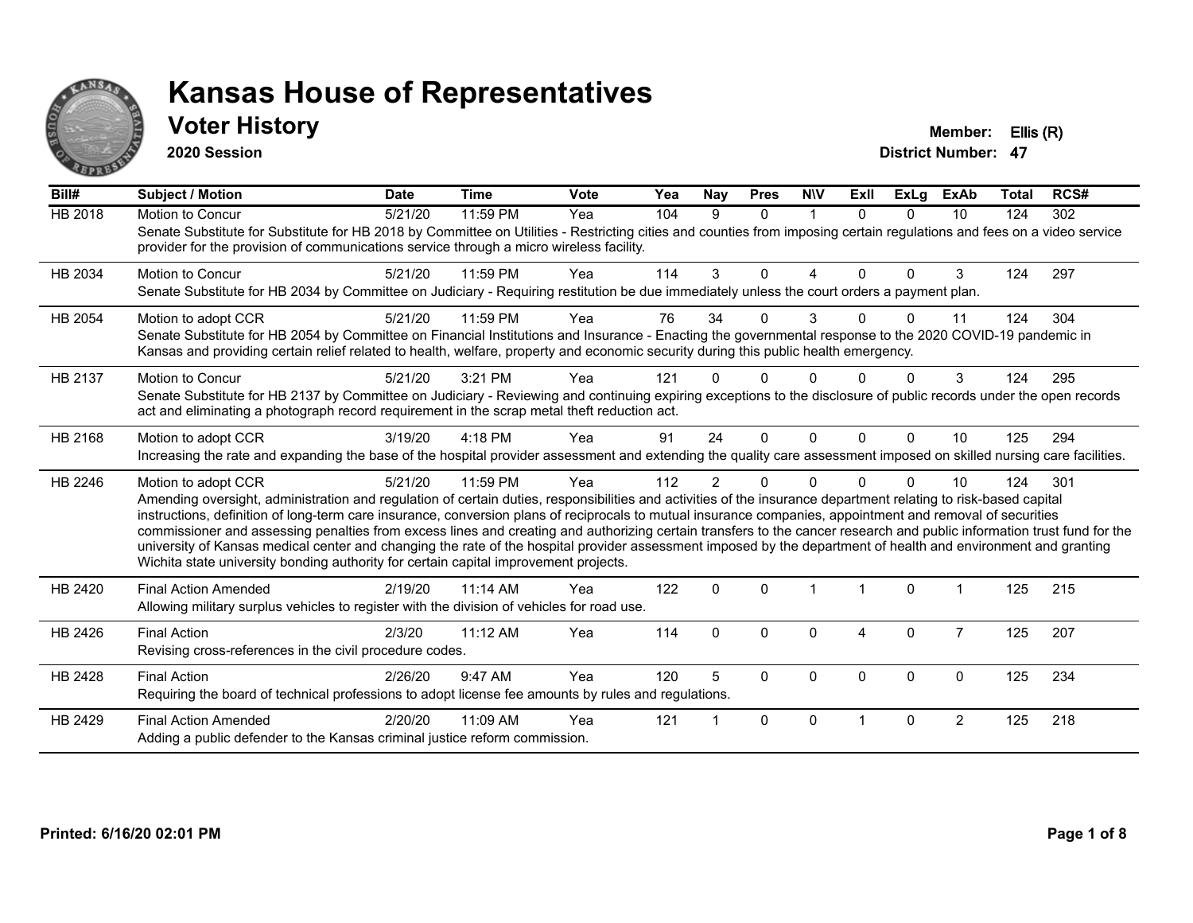# Kansas House of Representatives

## Voter History

**2020 Session**

**Member:** Ellis (R)
**District Number:** 47

| Bill# | Subject / Motion | Date | Time | Vote | Yea | Nay | Pres | N\V | ExII | ExLg | ExAb | Total | RCS# |
|---|---|---|---|---|---|---|---|---|---|---|---|---|---|
| HB 2018 | Motion to Concur | 5/21/20 | 11:59 PM | Yea | 104 | 9 | 0 | 1 | 0 | 0 | 10 | 124 | 302 |
| | Senate Substitute for Substitute for HB 2018 by Committee on Utilities - Restricting cities and counties from imposing certain regulations and fees on a video service provider for the provision of communications service through a micro wireless facility. | | | | | | | | | | | | |
| HB 2034 | Motion to Concur | 5/21/20 | 11:59 PM | Yea | 114 | 3 | 0 | 4 | 0 | 0 | 3 | 124 | 297 |
| | Senate Substitute for HB 2034 by Committee on Judiciary - Requiring restitution be due immediately unless the court orders a payment plan. | | | | | | | | | | | | |
| HB 2054 | Motion to adopt CCR | 5/21/20 | 11:59 PM | Yea | 76 | 34 | 0 | 3 | 0 | 0 | 11 | 124 | 304 |
| | Senate Substitute for HB 2054 by Committee on Financial Institutions and Insurance - Enacting the governmental response to the 2020 COVID-19 pandemic in Kansas and providing certain relief related to health, welfare, property and economic security during this public health emergency. | | | | | | | | | | | | |
| HB 2137 | Motion to Concur | 5/21/20 | 3:21 PM | Yea | 121 | 0 | 0 | 0 | 0 | 0 | 3 | 124 | 295 |
| | Senate Substitute for HB 2137 by Committee on Judiciary - Reviewing and continuing expiring exceptions to the disclosure of public records under the open records act and eliminating a photograph record requirement in the scrap metal theft reduction act. | | | | | | | | | | | | |
| HB 2168 | Motion to adopt CCR | 3/19/20 | 4:18 PM | Yea | 91 | 24 | 0 | 0 | 0 | 0 | 10 | 125 | 294 |
| | Increasing the rate and expanding the base of the hospital provider assessment and extending the quality care assessment imposed on skilled nursing care facilities. | | | | | | | | | | | | |
| HB 2246 | Motion to adopt CCR | 5/21/20 | 11:59 PM | Yea | 112 | 2 | 0 | 0 | 0 | 0 | 10 | 124 | 301 |
| | Amending oversight, administration and regulation of certain duties, responsibilities and activities of the insurance department relating to risk-based capital instructions, definition of long-term care insurance, conversion plans of reciprocals to mutual insurance companies, appointment and removal of securities commissioner and assessing penalties from excess lines and creating and authorizing certain transfers to the cancer research and public information trust fund for the university of Kansas medical center and changing the rate of the hospital provider assessment imposed by the department of health and environment and granting Wichita state university bonding authority for certain capital improvement projects. | | | | | | | | | | | | |
| HB 2420 | Final Action Amended | 2/19/20 | 11:14 AM | Yea | 122 | 0 | 0 | 1 | 1 | 0 | 1 | 125 | 215 |
| | Allowing military surplus vehicles to register with the division of vehicles for road use. | | | | | | | | | | | | |
| HB 2426 | Final Action | 2/3/20 | 11:12 AM | Yea | 114 | 0 | 0 | 0 | 4 | 0 | 7 | 125 | 207 |
| | Revising cross-references in the civil procedure codes. | | | | | | | | | | | | |
| HB 2428 | Final Action | 2/26/20 | 9:47 AM | Yea | 120 | 5 | 0 | 0 | 0 | 0 | 0 | 125 | 234 |
| | Requiring the board of technical professions to adopt license fee amounts by rules and regulations. | | | | | | | | | | | | |
| HB 2429 | Final Action Amended | 2/20/20 | 11:09 AM | Yea | 121 | 1 | 0 | 0 | 1 | 0 | 2 | 125 | 218 |
| | Adding a public defender to the Kansas criminal justice reform commission. | | | | | | | | | | | | |

Printed: 6/16/20 02:01 PM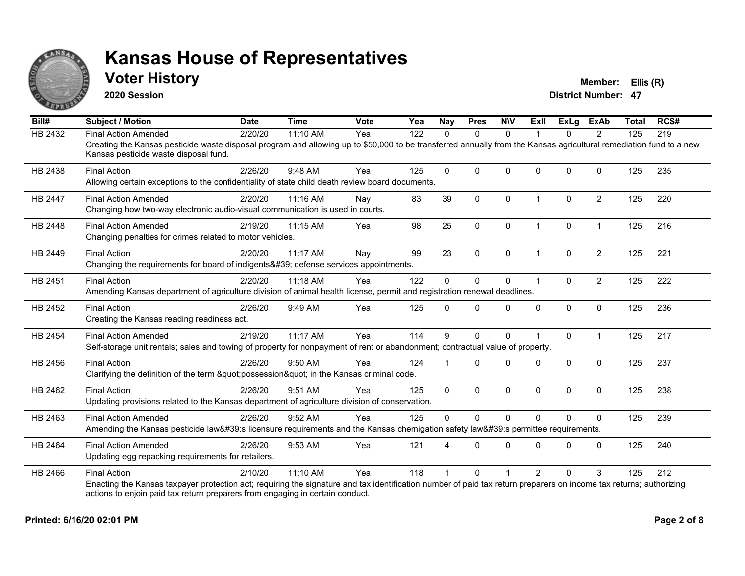# Kansas House of Representatives

## Voter History

**2020 Session**

**Member:** Ellis (R)
**District Number:** 47

| Bill# | Subject / Motion | Date | Time | Vote | Yea | Nay | Pres | N\V | ExII | ExLg | ExAb | Total | RCS# |
|---|---|---|---|---|---|---|---|---|---|---|---|---|---|
| HB 2432 | Final Action Amended | 2/20/20 | 11:10 AM | Yea | 122 | 0 | 0 | 0 | 1 | 0 | 2 | 125 | 219 |
| | Creating the Kansas pesticide waste disposal program and allowing up to $50,000 to be transferred annually from the Kansas agricultural remediation fund to a new Kansas pesticide waste disposal fund. | | | | | | | | | | | | |
| HB 2438 | Final Action | 2/26/20 | 9:48 AM | Yea | 125 | 0 | 0 | 0 | 0 | 0 | 0 | 125 | 235 |
| | Allowing certain exceptions to the confidentiality of state child death review board documents. | | | | | | | | | | | | |
| HB 2447 | Final Action Amended | 2/20/20 | 11:16 AM | Nay | 83 | 39 | 0 | 0 | 1 | 0 | 2 | 125 | 220 |
| | Changing how two-way electronic audio-visual communication is used in courts. | | | | | | | | | | | | |
| HB 2448 | Final Action Amended | 2/19/20 | 11:15 AM | Yea | 98 | 25 | 0 | 0 | 1 | 0 | 1 | 125 | 216 |
| | Changing penalties for crimes related to motor vehicles. | | | | | | | | | | | | |
| HB 2449 | Final Action | 2/20/20 | 11:17 AM | Nay | 99 | 23 | 0 | 0 | 1 | 0 | 2 | 125 | 221 |
| | Changing the requirements for board of indigents&#39; defense services appointments. | | | | | | | | | | | | |
| HB 2451 | Final Action | 2/20/20 | 11:18 AM | Yea | 122 | 0 | 0 | 0 | 1 | 0 | 2 | 125 | 222 |
| | Amending Kansas department of agriculture division of animal health license, permit and registration renewal deadlines. | | | | | | | | | | | | |
| HB 2452 | Final Action | 2/26/20 | 9:49 AM | Yea | 125 | 0 | 0 | 0 | 0 | 0 | 0 | 125 | 236 |
| | Creating the Kansas reading readiness act. | | | | | | | | | | | | |
| HB 2454 | Final Action Amended | 2/19/20 | 11:17 AM | Yea | 114 | 9 | 0 | 0 | 1 | 0 | 1 | 125 | 217 |
| | Self-storage unit rentals; sales and towing of property for nonpayment of rent or abandonment; contractual value of property. | | | | | | | | | | | | |
| HB 2456 | Final Action | 2/26/20 | 9:50 AM | Yea | 124 | 1 | 0 | 0 | 0 | 0 | 0 | 125 | 237 |
| | Clarifying the definition of the term &quot;possession&quot; in the Kansas criminal code. | | | | | | | | | | | | |
| HB 2462 | Final Action | 2/26/20 | 9:51 AM | Yea | 125 | 0 | 0 | 0 | 0 | 0 | 0 | 125 | 238 |
| | Updating provisions related to the Kansas department of agriculture division of conservation. | | | | | | | | | | | | |
| HB 2463 | Final Action Amended | 2/26/20 | 9:52 AM | Yea | 125 | 0 | 0 | 0 | 0 | 0 | 0 | 125 | 239 |
| | Amending the Kansas pesticide law&#39;s licensure requirements and the Kansas chemigation safety law&#39;s permittee requirements. | | | | | | | | | | | | |
| HB 2464 | Final Action Amended | 2/26/20 | 9:53 AM | Yea | 121 | 4 | 0 | 0 | 0 | 0 | 0 | 125 | 240 |
| | Updating egg repacking requirements for retailers. | | | | | | | | | | | | |
| HB 2466 | Final Action | 2/10/20 | 11:10 AM | Yea | 118 | 1 | 0 | 1 | 2 | 0 | 3 | 125 | 212 |
| | Enacting the Kansas taxpayer protection act; requiring the signature and tax identification number of paid tax return preparers on income tax returns; authorizing actions to enjoin paid tax return preparers from engaging in certain conduct. | | | | | | | | | | | | |

**Printed: 6/16/20 02:01 PM**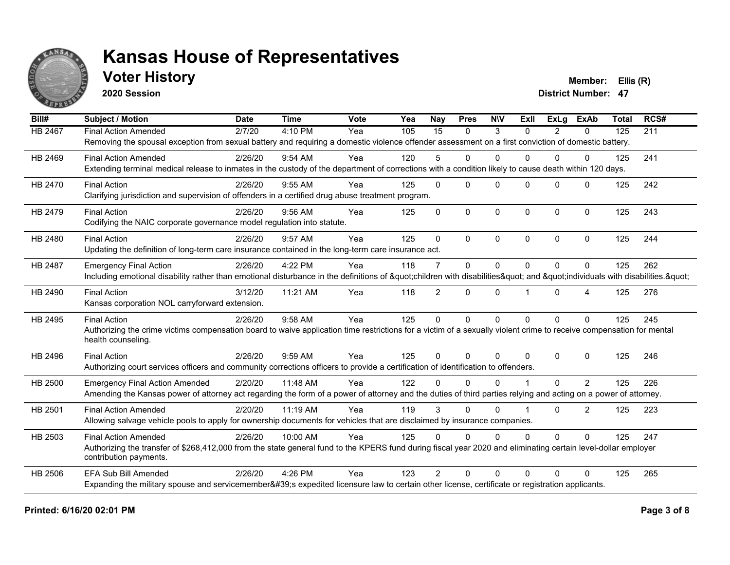# Kansas House of Representatives

## Voter History

**2020 Session**

**Member:** Ellis (R)
**District Number:** 47

| Bill# | Subject / Motion | Date | Time | Vote | Yea | Nay | Pres | N\V | ExII | ExLg | ExAb | Total | RCS# |
|---|---|---|---|---|---|---|---|---|---|---|---|---|---|
| HB 2467 | Final Action Amended | 2/7/20 | 4:10 PM | Yea | 105 | 15 | 0 | 3 | 0 | 2 | 0 | 125 | 211 |
| | Removing the spousal exception from sexual battery and requiring a domestic violence offender assessment on a first conviction of domestic battery. | | | | | | | | | | | | |
| HB 2469 | Final Action Amended | 2/26/20 | 9:54 AM | Yea | 120 | 5 | 0 | 0 | 0 | 0 | 0 | 125 | 241 |
| | Extending terminal medical release to inmates in the custody of the department of corrections with a condition likely to cause death within 120 days. | | | | | | | | | | | | |
| HB 2470 | Final Action | 2/26/20 | 9:55 AM | Yea | 125 | 0 | 0 | 0 | 0 | 0 | 0 | 125 | 242 |
| | Clarifying jurisdiction and supervision of offenders in a certified drug abuse treatment program. | | | | | | | | | | | | |
| HB 2479 | Final Action | 2/26/20 | 9:56 AM | Yea | 125 | 0 | 0 | 0 | 0 | 0 | 0 | 125 | 243 |
| | Codifying the NAIC corporate governance model regulation into statute. | | | | | | | | | | | | |
| HB 2480 | Final Action | 2/26/20 | 9:57 AM | Yea | 125 | 0 | 0 | 0 | 0 | 0 | 0 | 125 | 244 |
| | Updating the definition of long-term care insurance contained in the long-term care insurance act. | | | | | | | | | | | | |
| HB 2487 | Emergency Final Action | 2/26/20 | 4:22 PM | Yea | 118 | 7 | 0 | 0 | 0 | 0 | 0 | 125 | 262 |
| | Including emotional disability rather than emotional disturbance in the definitions of &quot;children with disabilities&quot; and &quot;individuals with disabilities.&quot; | | | | | | | | | | | | |
| HB 2490 | Final Action | 3/12/20 | 11:21 AM | Yea | 118 | 2 | 0 | 0 | 1 | 0 | 4 | 125 | 276 |
| | Kansas corporation NOL carryforward extension. | | | | | | | | | | | | |
| HB 2495 | Final Action | 2/26/20 | 9:58 AM | Yea | 125 | 0 | 0 | 0 | 0 | 0 | 0 | 125 | 245 |
| | Authorizing the crime victims compensation board to waive application time restrictions for a victim of a sexually violent crime to receive compensation for mental health counseling. | | | | | | | | | | | | |
| HB 2496 | Final Action | 2/26/20 | 9:59 AM | Yea | 125 | 0 | 0 | 0 | 0 | 0 | 0 | 125 | 246 |
| | Authorizing court services officers and community corrections officers to provide a certification of identification to offenders. | | | | | | | | | | | | |
| HB 2500 | Emergency Final Action Amended | 2/20/20 | 11:48 AM | Yea | 122 | 0 | 0 | 0 | 1 | 0 | 2 | 125 | 226 |
| | Amending the Kansas power of attorney act regarding the form of a power of attorney and the duties of third parties relying and acting on a power of attorney. | | | | | | | | | | | | |
| HB 2501 | Final Action Amended | 2/20/20 | 11:19 AM | Yea | 119 | 3 | 0 | 0 | 1 | 0 | 2 | 125 | 223 |
| | Allowing salvage vehicle pools to apply for ownership documents for vehicles that are disclaimed by insurance companies. | | | | | | | | | | | | |
| HB 2503 | Final Action Amended | 2/26/20 | 10:00 AM | Yea | 125 | 0 | 0 | 0 | 0 | 0 | 0 | 125 | 247 |
| | Authorizing the transfer of $268,412,000 from the state general fund to the KPERS fund during fiscal year 2020 and eliminating certain level-dollar employer contribution payments. | | | | | | | | | | | | |
| HB 2506 | EFA Sub Bill Amended | 2/26/20 | 4:26 PM | Yea | 123 | 2 | 0 | 0 | 0 | 0 | 0 | 125 | 265 |
| | Expanding the military spouse and servicemember&#39;s expedited licensure law to certain other license, certificate or registration applicants. | | | | | | | | | | | | |

**Printed: 6/16/20 02:01 PM**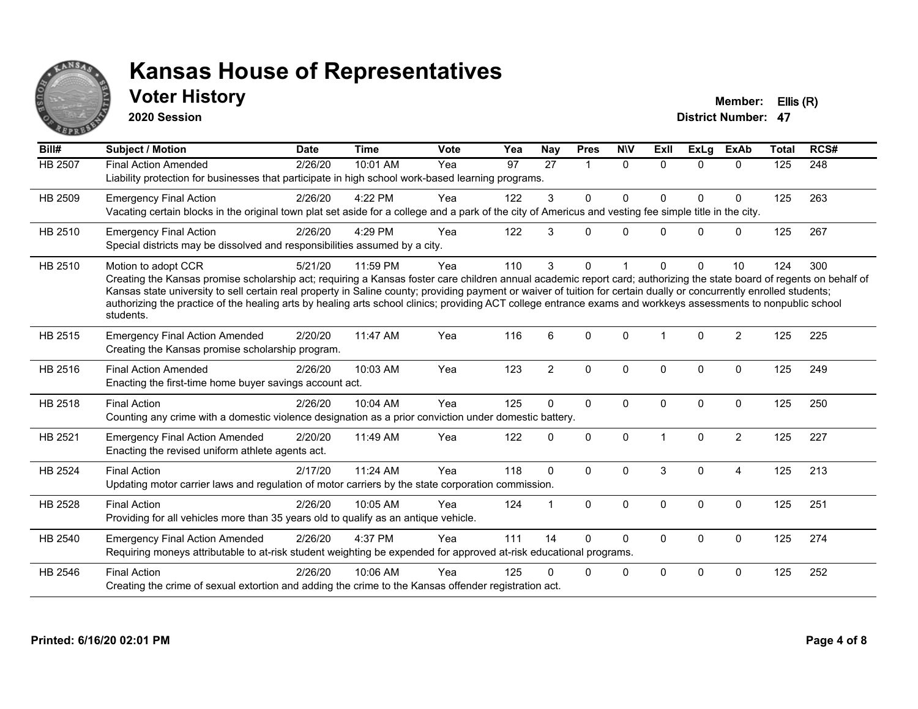# Kansas House of Representatives

## Voter History

**2020 Session**

**Member:** Ellis (R)
**District Number:** 47

| Bill# | Subject / Motion | Date | Time | Vote | Yea | Nay | Pres | N\V | ExII | ExLg | ExAb | Total | RCS# |
|---|---|---|---|---|---|---|---|---|---|---|---|---|---|
| HB 2507 | Final Action Amended | 2/26/20 | 10:01 AM | Yea | 97 | 27 | 1 | 0 | 0 | 0 | 0 | 125 | 248 |
| | Liability protection for businesses that participate in high school work-based learning programs. | | | | | | | | | | | | |
| HB 2509 | Emergency Final Action | 2/26/20 | 4:22 PM | Yea | 122 | 3 | 0 | 0 | 0 | 0 | 0 | 125 | 263 |
| | Vacating certain blocks in the original town plat set aside for a college and a park of the city of Americus and vesting fee simple title in the city. | | | | | | | | | | | | |
| HB 2510 | Emergency Final Action | 2/26/20 | 4:29 PM | Yea | 122 | 3 | 0 | 0 | 0 | 0 | 0 | 125 | 267 |
| | Special districts may be dissolved and responsibilities assumed by a city. | | | | | | | | | | | | |
| HB 2510 | Motion to adopt CCR | 5/21/20 | 11:59 PM | Yea | 110 | 3 | 0 | 1 | 0 | 0 | 10 | 124 | 300 |
| | Creating the Kansas promise scholarship act; requiring a Kansas foster care children annual academic report card; authorizing the state board of regents on behalf of Kansas state university to sell certain real property in Saline county; providing payment or waiver of tuition for certain dually or concurrently enrolled students; authorizing the practice of the healing arts by healing arts school clinics; providing ACT college entrance exams and workkeys assessments to nonpublic school students. | | | | | | | | | | | | |
| HB 2515 | Emergency Final Action Amended | 2/20/20 | 11:47 AM | Yea | 116 | 6 | 0 | 0 | 1 | 0 | 2 | 125 | 225 |
| | Creating the Kansas promise scholarship program. | | | | | | | | | | | | |
| HB 2516 | Final Action Amended | 2/26/20 | 10:03 AM | Yea | 123 | 2 | 0 | 0 | 0 | 0 | 0 | 125 | 249 |
| | Enacting the first-time home buyer savings account act. | | | | | | | | | | | | |
| HB 2518 | Final Action | 2/26/20 | 10:04 AM | Yea | 125 | 0 | 0 | 0 | 0 | 0 | 0 | 125 | 250 |
| | Counting any crime with a domestic violence designation as a prior conviction under domestic battery. | | | | | | | | | | | | |
| HB 2521 | Emergency Final Action Amended | 2/20/20 | 11:49 AM | Yea | 122 | 0 | 0 | 0 | 1 | 0 | 2 | 125 | 227 |
| | Enacting the revised uniform athlete agents act. | | | | | | | | | | | | |
| HB 2524 | Final Action | 2/17/20 | 11:24 AM | Yea | 118 | 0 | 0 | 0 | 3 | 0 | 4 | 125 | 213 |
| | Updating motor carrier laws and regulation of motor carriers by the state corporation commission. | | | | | | | | | | | | |
| HB 2528 | Final Action | 2/26/20 | 10:05 AM | Yea | 124 | 1 | 0 | 0 | 0 | 0 | 0 | 125 | 251 |
| | Providing for all vehicles more than 35 years old to qualify as an antique vehicle. | | | | | | | | | | | | |
| HB 2540 | Emergency Final Action Amended | 2/26/20 | 4:37 PM | Yea | 111 | 14 | 0 | 0 | 0 | 0 | 0 | 125 | 274 |
| | Requiring moneys attributable to at-risk student weighting be expended for approved at-risk educational programs. | | | | | | | | | | | | |
| HB 2546 | Final Action | 2/26/20 | 10:06 AM | Yea | 125 | 0 | 0 | 0 | 0 | 0 | 0 | 125 | 252 |
| | Creating the crime of sexual extortion and adding the crime to the Kansas offender registration act. | | | | | | | | | | | | |

Printed: 6/16/20 02:01 PM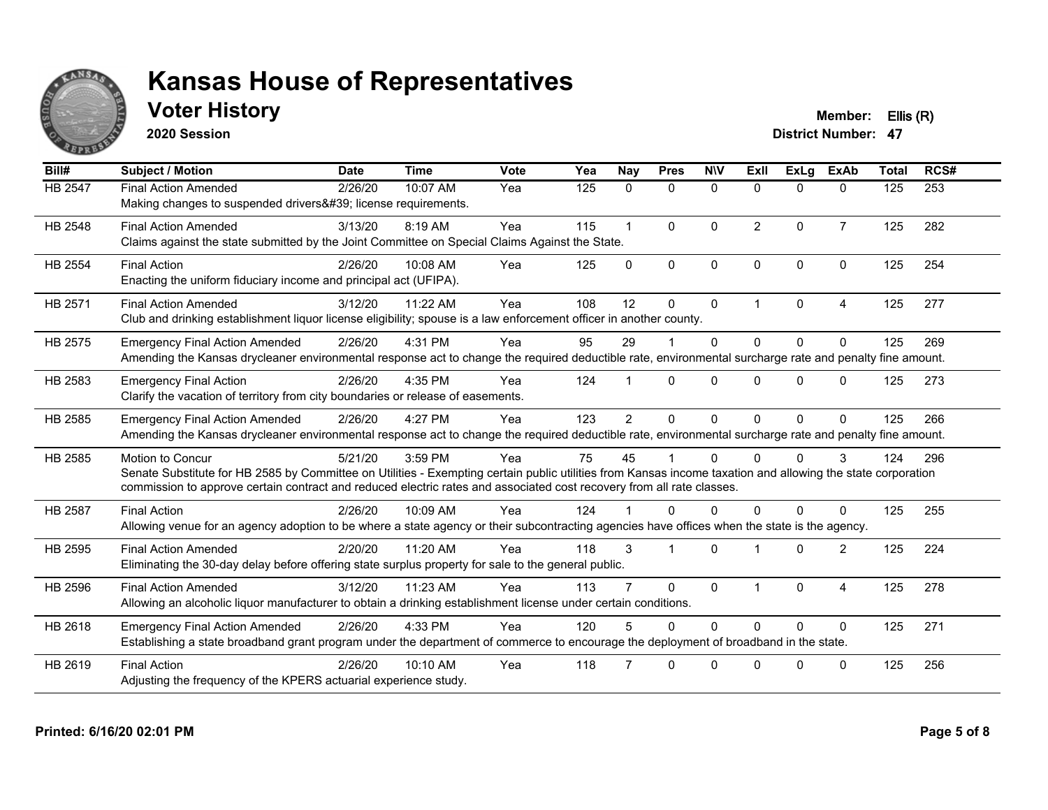# Kansas House of Representatives

## Voter History

**2020 Session**

**Member:** Ellis (R)
**District Number:** 47

| Bill# | Subject / Motion | Date | Time | Vote | Yea | Nay | Pres | N\V | ExII | ExLg | ExAb | Total | RCS# |
|---|---|---|---|---|---|---|---|---|---|---|---|---|---|
| HB 2547 | Final Action Amended<br>Making changes to suspended drivers&#39; license requirements. | 2/26/20 | 10:07 AM | Yea | 125 | 0 | 0 | 0 | 0 | 0 | 0 | 125 | 253 |
| HB 2548 | Final Action Amended<br>Claims against the state submitted by the Joint Committee on Special Claims Against the State. | 3/13/20 | 8:19 AM | Yea | 115 | 1 | 0 | 0 | 2 | 0 | 7 | 125 | 282 |
| HB 2554 | Final Action<br>Enacting the uniform fiduciary income and principal act (UFIPA). | 2/26/20 | 10:08 AM | Yea | 125 | 0 | 0 | 0 | 0 | 0 | 0 | 125 | 254 |
| HB 2571 | Final Action Amended<br>Club and drinking establishment liquor license eligibility; spouse is a law enforcement officer in another county. | 3/12/20 | 11:22 AM | Yea | 108 | 12 | 0 | 0 | 1 | 0 | 4 | 125 | 277 |
| HB 2575 | Emergency Final Action Amended<br>Amending the Kansas drycleaner environmental response act to change the required deductible rate, environmental surcharge rate and penalty fine amount. | 2/26/20 | 4:31 PM | Yea | 95 | 29 | 1 | 0 | 0 | 0 | 0 | 125 | 269 |
| HB 2583 | Emergency Final Action<br>Clarify the vacation of territory from city boundaries or release of easements. | 2/26/20 | 4:35 PM | Yea | 124 | 1 | 0 | 0 | 0 | 0 | 0 | 125 | 273 |
| HB 2585 | Emergency Final Action Amended<br>Amending the Kansas drycleaner environmental response act to change the required deductible rate, environmental surcharge rate and penalty fine amount. | 2/26/20 | 4:27 PM | Yea | 123 | 2 | 0 | 0 | 0 | 0 | 0 | 125 | 266 |
| HB 2585 | Motion to Concur<br>Senate Substitute for HB 2585 by Committee on Utilities - Exempting certain public utilities from Kansas income taxation and allowing the state corporation commission to approve certain contract and reduced electric rates and associated cost recovery from all rate classes. | 5/21/20 | 3:59 PM | Yea | 75 | 45 | 1 | 0 | 0 | 0 | 3 | 124 | 296 |
| HB 2587 | Final Action<br>Allowing venue for an agency adoption to be where a state agency or their subcontracting agencies have offices when the state is the agency. | 2/26/20 | 10:09 AM | Yea | 124 | 1 | 0 | 0 | 0 | 0 | 0 | 125 | 255 |
| HB 2595 | Final Action Amended<br>Eliminating the 30-day delay before offering state surplus property for sale to the general public. | 2/20/20 | 11:20 AM | Yea | 118 | 3 | 1 | 0 | 1 | 0 | 2 | 125 | 224 |
| HB 2596 | Final Action Amended<br>Allowing an alcoholic liquor manufacturer to obtain a drinking establishment license under certain conditions. | 3/12/20 | 11:23 AM | Yea | 113 | 7 | 0 | 0 | 1 | 0 | 4 | 125 | 278 |
| HB 2618 | Emergency Final Action Amended<br>Establishing a state broadband grant program under the department of commerce to encourage the deployment of broadband in the state. | 2/26/20 | 4:33 PM | Yea | 120 | 5 | 0 | 0 | 0 | 0 | 0 | 125 | 271 |
| HB 2619 | Final Action<br>Adjusting the frequency of the KPERS actuarial experience study. | 2/26/20 | 10:10 AM | Yea | 118 | 7 | 0 | 0 | 0 | 0 | 0 | 125 | 256 |

**Printed: 6/16/20 02:01 PM**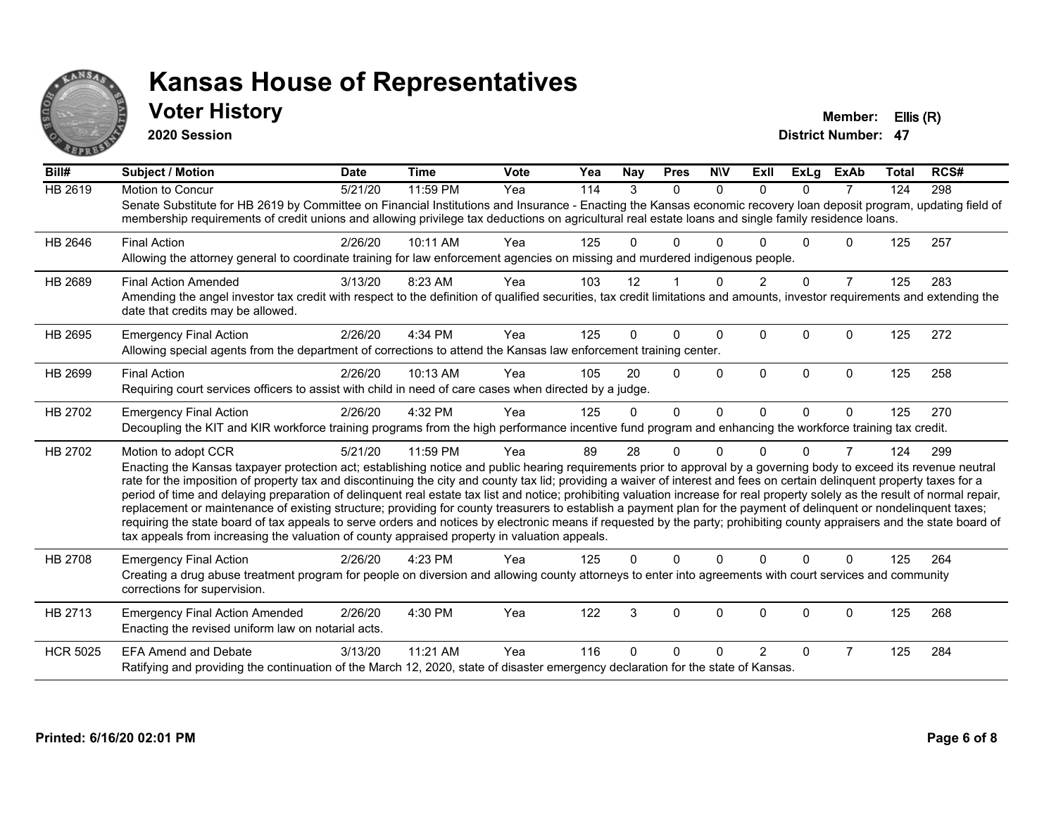# Kansas House of Representatives

## Voter History

**2020 Session**

**Member: Ellis (R)**
**District Number: 47**

| Bill# | Subject / Motion | Date | Time | Vote | Yea | Nay | Pres | N\V | ExII | ExLg | ExAb | Total | RCS# |
|---|---|---|---|---|---|---|---|---|---|---|---|---|---|
| HB 2619 | Motion to Concur | 5/21/20 | 11:59 PM | Yea | 114 | 3 | 0 | 0 | 0 | 0 | 7 | 124 | 298 |
| | Senate Substitute for HB 2619 by Committee on Financial Institutions and Insurance - Enacting the Kansas economic recovery loan deposit program, updating field of membership requirements of credit unions and allowing privilege tax deductions on agricultural real estate loans and single family residence loans. | | | | | | | | | | | | |
| HB 2646 | Final Action | 2/26/20 | 10:11 AM | Yea | 125 | 0 | 0 | 0 | 0 | 0 | 0 | 125 | 257 |
| | Allowing the attorney general to coordinate training for law enforcement agencies on missing and murdered indigenous people. | | | | | | | | | | | | |
| HB 2689 | Final Action Amended | 3/13/20 | 8:23 AM | Yea | 103 | 12 | 1 | 0 | 2 | 0 | 7 | 125 | 283 |
| | Amending the angel investor tax credit with respect to the definition of qualified securities, tax credit limitations and amounts, investor requirements and extending the date that credits may be allowed. | | | | | | | | | | | | |
| HB 2695 | Emergency Final Action | 2/26/20 | 4:34 PM | Yea | 125 | 0 | 0 | 0 | 0 | 0 | 0 | 125 | 272 |
| | Allowing special agents from the department of corrections to attend the Kansas law enforcement training center. | | | | | | | | | | | | |
| HB 2699 | Final Action | 2/26/20 | 10:13 AM | Yea | 105 | 20 | 0 | 0 | 0 | 0 | 0 | 125 | 258 |
| | Requiring court services officers to assist with child in need of care cases when directed by a judge. | | | | | | | | | | | | |
| HB 2702 | Emergency Final Action | 2/26/20 | 4:32 PM | Yea | 125 | 0 | 0 | 0 | 0 | 0 | 0 | 125 | 270 |
| | Decoupling the KIT and KIR workforce training programs from the high performance incentive fund program and enhancing the workforce training tax credit. | | | | | | | | | | | | |
| HB 2702 | Motion to adopt CCR | 5/21/20 | 11:59 PM | Yea | 89 | 28 | 0 | 0 | 0 | 0 | 7 | 124 | 299 |
| | Enacting the Kansas taxpayer protection act; establishing notice and public hearing requirements prior to approval by a governing body to exceed its revenue neutral rate for the imposition of property tax and discontinuing the city and county tax lid; providing a waiver of interest and fees on certain delinquent property taxes for a period of time and delaying preparation of delinquent real estate tax list and notice; prohibiting valuation increase for real property solely as the result of normal repair, replacement or maintenance of existing structure; providing for county treasurers to establish a payment plan for the payment of delinquent or nondelinquent taxes; requiring the state board of tax appeals to serve orders and notices by electronic means if requested by the party; prohibiting county appraisers and the state board of tax appeals from increasing the valuation of county appraised property in valuation appeals. | | | | | | | | | | | | |
| HB 2708 | Emergency Final Action | 2/26/20 | 4:23 PM | Yea | 125 | 0 | 0 | 0 | 0 | 0 | 0 | 125 | 264 |
| | Creating a drug abuse treatment program for people on diversion and allowing county attorneys to enter into agreements with court services and community corrections for supervision. | | | | | | | | | | | | |
| HB 2713 | Emergency Final Action Amended | 2/26/20 | 4:30 PM | Yea | 122 | 3 | 0 | 0 | 0 | 0 | 0 | 125 | 268 |
| | Enacting the revised uniform law on notarial acts. | | | | | | | | | | | | |
| HCR 5025 | EFA Amend and Debate | 3/13/20 | 11:21 AM | Yea | 116 | 0 | 0 | 0 | 2 | 0 | 7 | 125 | 284 |
| | Ratifying and providing the continuation of the March 12, 2020, state of disaster emergency declaration for the state of Kansas. | | | | | | | | | | | | |

**Printed: 6/16/20 02:01 PM**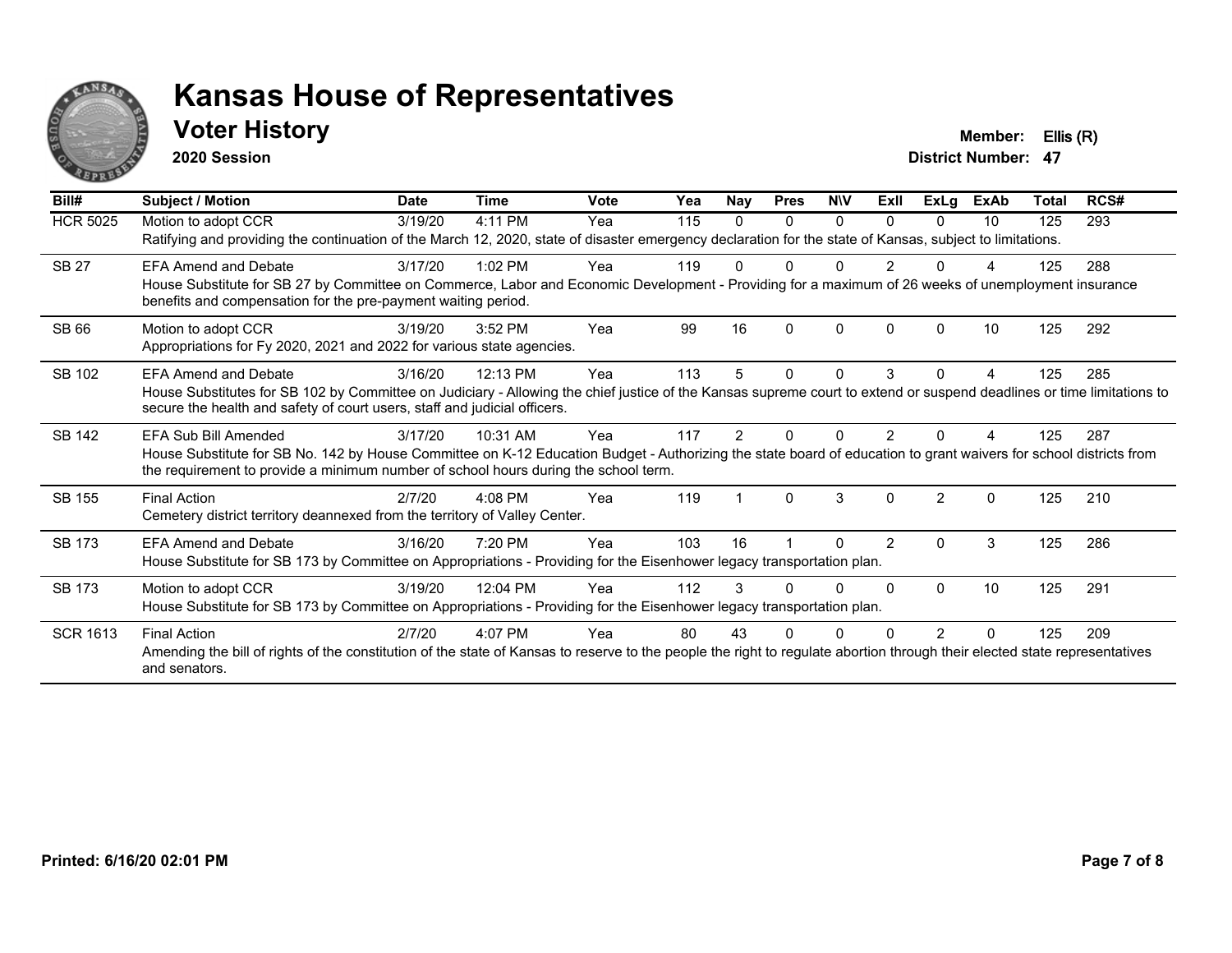# Kansas House of Representatives

## Voter History

**2020 Session**

**Member:** Ellis (R)
**District Number:** 47

| Bill# | Subject / Motion | Date | Time | Vote | Yea | Nay | Pres | N\V | ExII | ExLg | ExAb | Total | RCS# |
|---|---|---|---|---|---|---|---|---|---|---|---|---|---|
| HCR 5025 | Motion to adopt CCR | 3/19/20 | 4:11 PM | Yea | 115 | 0 | 0 | 0 | 0 | 0 | 10 | 125 | 293 |
| | Ratifying and providing the continuation of the March 12, 2020, state of disaster emergency declaration for the state of Kansas, subject to limitations. | | | | | | | | | | | | |
| SB 27 | EFA Amend and Debate | 3/17/20 | 1:02 PM | Yea | 119 | 0 | 0 | 0 | 2 | 0 | 4 | 125 | 288 |
| | House Substitute for SB 27 by Committee on Commerce, Labor and Economic Development - Providing for a maximum of 26 weeks of unemployment insurance benefits and compensation for the pre-payment waiting period. | | | | | | | | | | | | |
| SB 66 | Motion to adopt CCR | 3/19/20 | 3:52 PM | Yea | 99 | 16 | 0 | 0 | 0 | 0 | 10 | 125 | 292 |
| | Appropriations for Fy 2020, 2021 and 2022 for various state agencies. | | | | | | | | | | | | |
| SB 102 | EFA Amend and Debate | 3/16/20 | 12:13 PM | Yea | 113 | 5 | 0 | 0 | 3 | 0 | 4 | 125 | 285 |
| | House Substitutes for SB 102 by Committee on Judiciary - Allowing the chief justice of the Kansas supreme court to extend or suspend deadlines or time limitations to secure the health and safety of court users, staff and judicial officers. | | | | | | | | | | | | |
| SB 142 | EFA Sub Bill Amended | 3/17/20 | 10:31 AM | Yea | 117 | 2 | 0 | 0 | 2 | 0 | 4 | 125 | 287 |
| | House Substitute for SB No. 142 by House Committee on K-12 Education Budget - Authorizing the state board of education to grant waivers for school districts from the requirement to provide a minimum number of school hours during the school term. | | | | | | | | | | | | |
| SB 155 | Final Action | 2/7/20 | 4:08 PM | Yea | 119 | 1 | 0 | 3 | 0 | 2 | 0 | 125 | 210 |
| | Cemetery district territory deannexed from the territory of Valley Center. | | | | | | | | | | | | |
| SB 173 | EFA Amend and Debate | 3/16/20 | 7:20 PM | Yea | 103 | 16 | 1 | 0 | 2 | 0 | 3 | 125 | 286 |
| | House Substitute for SB 173 by Committee on Appropriations - Providing for the Eisenhower legacy transportation plan. | | | | | | | | | | | | |
| SB 173 | Motion to adopt CCR | 3/19/20 | 12:04 PM | Yea | 112 | 3 | 0 | 0 | 0 | 0 | 10 | 125 | 291 |
| | House Substitute for SB 173 by Committee on Appropriations - Providing for the Eisenhower legacy transportation plan. | | | | | | | | | | | | |
| SCR 1613 | Final Action | 2/7/20 | 4:07 PM | Yea | 80 | 43 | 0 | 0 | 0 | 2 | 0 | 125 | 209 |
| | Amending the bill of rights of the constitution of the state of Kansas to reserve to the people the right to regulate abortion through their elected state representatives and senators. | | | | | | | | | | | | |

**Printed: 6/16/20 02:01 PM**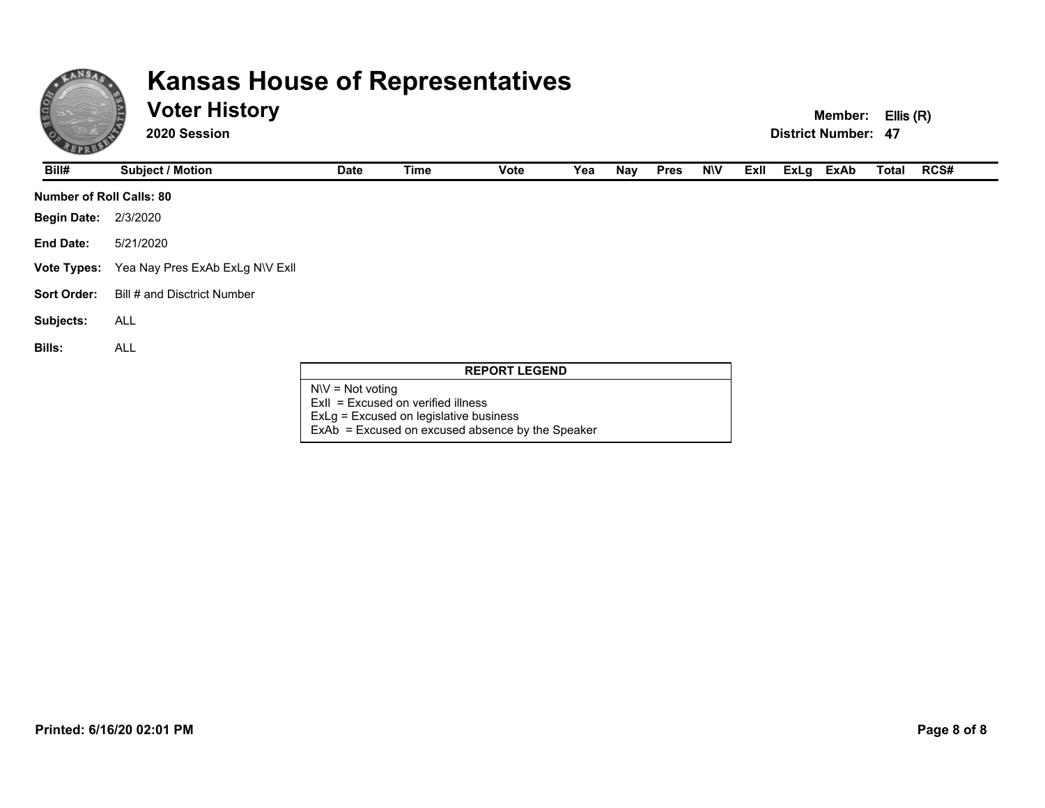# Kansas House of Representatives

## Voter History

**2020 Session**

**Member:** Ellis (R)
**District Number:** 47

| Bill# | Subject / Motion | Date | Time | Vote | Yea | Nay | Pres | N\V | ExIl | ExLg | ExAb | Total | RCS# |
|---|---|---|---|---|---|---|---|---|---|---|---|---|---|

**Number of Roll Calls: 80**

**Begin Date:** 2/3/2020

**End Date:** 5/21/2020

**Vote Types:** Yea Nay Pres ExAb ExLg N\V ExIl

**Sort Order:** Bill # and Disctrict Number

**Subjects:** ALL

**Bills:** ALL

| REPORT LEGEND |
|---|
| N\V = Not voting<br>ExIl = Excused on verified illness<br>ExLg = Excused on legislative business<br>ExAb = Excused on excused absence by the Speaker |

**Printed: 6/16/20 02:01 PM**